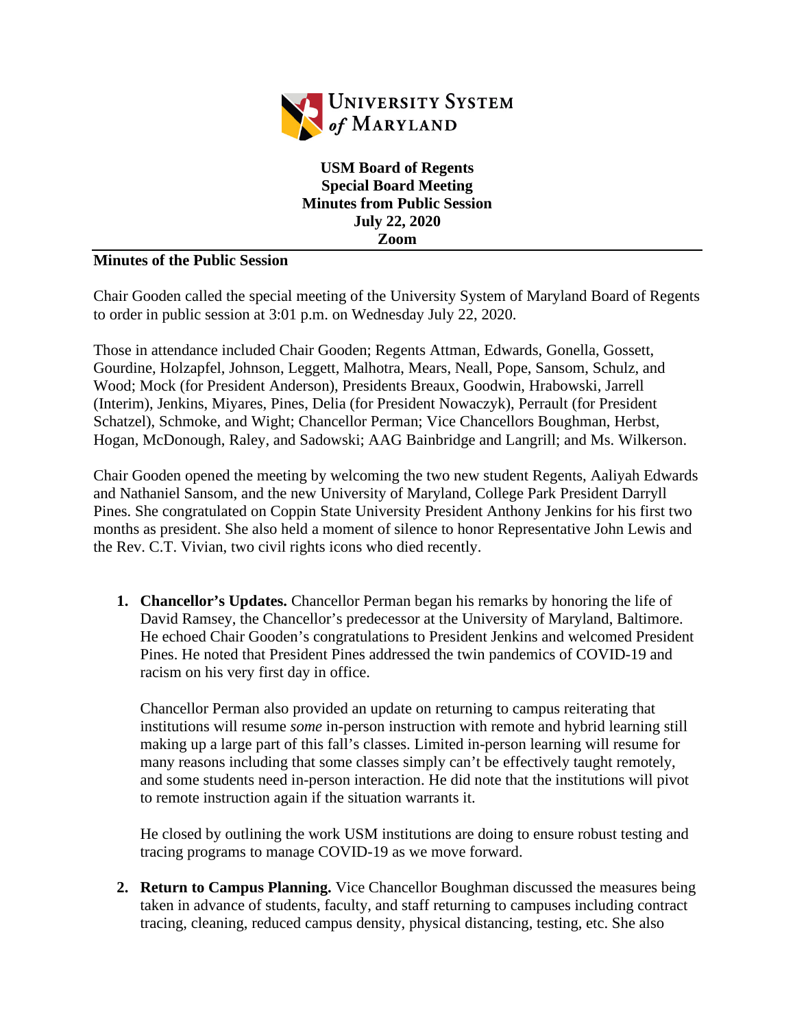UNIVERSITY SYSTEM of MARYLAND

**USM Board of Regents**
**Special Board Meeting**
**Minutes from Public Session**
**July 22, 2020**
**Zoom**

**Minutes of the Public Session**

Chair Gooden called the special meeting of the University System of Maryland Board of Regents to order in public session at 3:01 p.m. on Wednesday July 22, 2020.

Those in attendance included Chair Gooden; Regents Attman, Edwards, Gonella, Gossett, Gourdine, Holzapfel, Johnson, Leggett, Malhotra, Mears, Neall, Pope, Sansom, Schulz, and Wood; Mock (for President Anderson), Presidents Breaux, Goodwin, Hrabowski, Jarrell (Interim), Jenkins, Miyares, Pines, Delia (for President Nowaczyk), Perrault (for President Schatzel), Schmoke, and Wight; Chancellor Perman; Vice Chancellors Boughman, Herbst, Hogan, McDonough, Raley, and Sadowski; AAG Bainbridge and Langrill; and Ms. Wilkerson.

Chair Gooden opened the meeting by welcoming the two new student Regents, Aaliyah Edwards and Nathaniel Sansom, and the new University of Maryland, College Park President Darryll Pines. She congratulated on Coppin State University President Anthony Jenkins for his first two months as president. She also held a moment of silence to honor Representative John Lewis and the Rev. C.T. Vivian, two civil rights icons who died recently.

1. **Chancellor's Updates.** Chancellor Perman began his remarks by honoring the life of David Ramsey, the Chancellor's predecessor at the University of Maryland, Baltimore. He echoed Chair Gooden's congratulations to President Jenkins and welcomed President Pines. He noted that President Pines addressed the twin pandemics of COVID-19 and racism on his very first day in office.

   Chancellor Perman also provided an update on returning to campus reiterating that institutions will resume *some* in-person instruction with remote and hybrid learning still making up a large part of this fall's classes. Limited in-person learning will resume for many reasons including that some classes simply can't be effectively taught remotely, and some students need in-person interaction. He did note that the institutions will pivot to remote instruction again if the situation warrants it.

   He closed by outlining the work USM institutions are doing to ensure robust testing and tracing programs to manage COVID-19 as we move forward.

2. **Return to Campus Planning.** Vice Chancellor Boughman discussed the measures being taken in advance of students, faculty, and staff returning to campuses including contract tracing, cleaning, reduced campus density, physical distancing, testing, etc. She also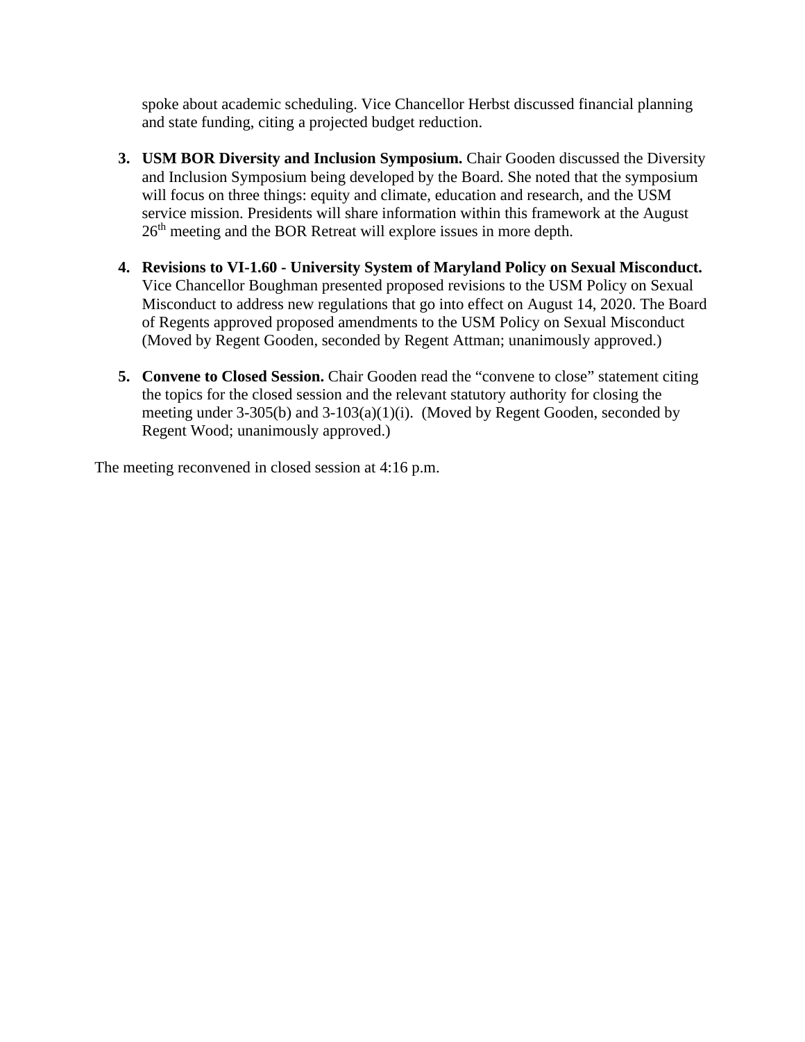spoke about academic scheduling. Vice Chancellor Herbst discussed financial planning and state funding, citing a projected budget reduction.

3. **USM BOR Diversity and Inclusion Symposium.** Chair Gooden discussed the Diversity and Inclusion Symposium being developed by the Board. She noted that the symposium will focus on three things: equity and climate, education and research, and the USM service mission. Presidents will share information within this framework at the August 26th meeting and the BOR Retreat will explore issues in more depth.

4. **Revisions to VI-1.60 - University System of Maryland Policy on Sexual Misconduct.** Vice Chancellor Boughman presented proposed revisions to the USM Policy on Sexual Misconduct to address new regulations that go into effect on August 14, 2020. The Board of Regents approved proposed amendments to the USM Policy on Sexual Misconduct (Moved by Regent Gooden, seconded by Regent Attman; unanimously approved.)

5. **Convene to Closed Session.** Chair Gooden read the "convene to close" statement citing the topics for the closed session and the relevant statutory authority for closing the meeting under 3-305(b) and 3-103(a)(1)(i). (Moved by Regent Gooden, seconded by Regent Wood; unanimously approved.)

The meeting reconvened in closed session at 4:16 p.m.